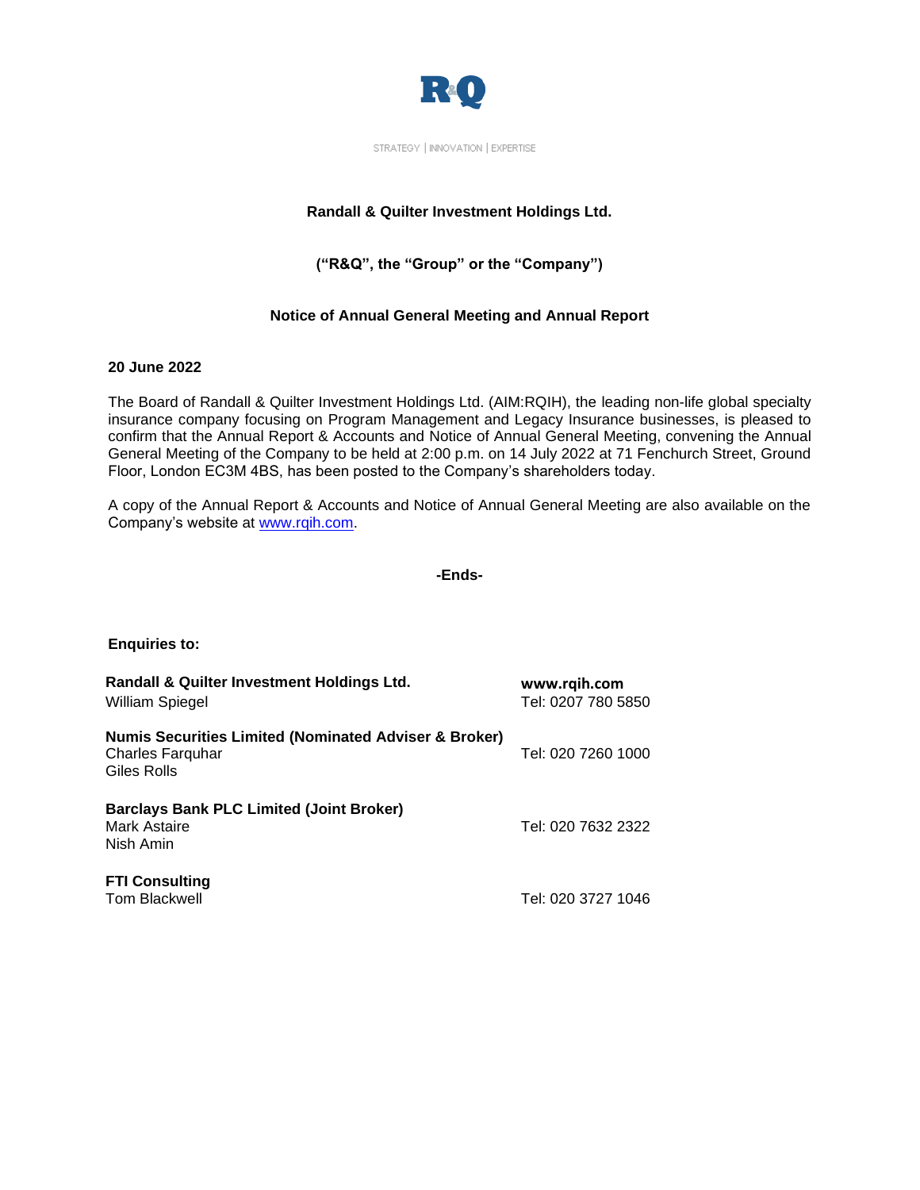R&Q

STRATEGY | INNOVATION | EXPERTISE

**Randall & Quilter Investment Holdings Ltd.**

**("R&Q", the "Group" or the "Company")**

**Notice of Annual General Meeting and Annual Report**

**20 June 2022**

The Board of Randall & Quilter Investment Holdings Ltd. (AIM:RQIH), the leading non-life global specialty insurance company focusing on Program Management and Legacy Insurance businesses, is pleased to confirm that the Annual Report & Accounts and Notice of Annual General Meeting, convening the Annual General Meeting of the Company to be held at 2:00 p.m. on 14 July 2022 at 71 Fenchurch Street, Ground Floor, London EC3M 4BS, has been posted to the Company's shareholders today.

A copy of the Annual Report & Accounts and Notice of Annual General Meeting are also available on the Company's website at www.rqih.com.

**-Ends-**

**Enquiries to:**

| | |
|---|---|
| **Randall & Quilter Investment Holdings Ltd.**<br>William Spiegel | **www.rqih.com**<br>Tel: 0207 780 5850 |
| **Numis Securities Limited (Nominated Adviser & Broker)**<br>Charles Farquhar<br>Giles Rolls | Tel: 020 7260 1000 |
| **Barclays Bank PLC Limited (Joint Broker)**<br>Mark Astaire<br>Nish Amin | Tel: 020 7632 2322 |
| **FTI Consulting**<br>Tom Blackwell | Tel: 020 3727 1046 |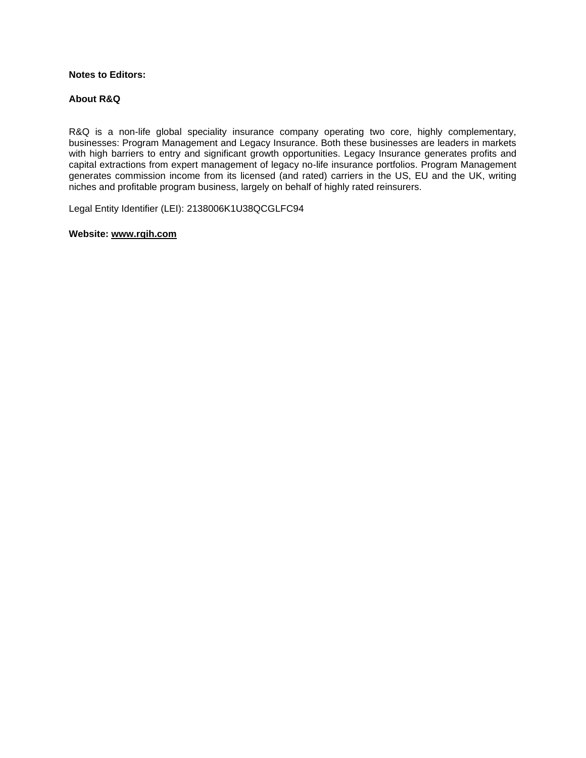**Notes to Editors:**

**About R&Q**

R&Q is a non-life global speciality insurance company operating two core, highly complementary, businesses: Program Management and Legacy Insurance. Both these businesses are leaders in markets with high barriers to entry and significant growth opportunities. Legacy Insurance generates profits and capital extractions from expert management of legacy no-life insurance portfolios. Program Management generates commission income from its licensed (and rated) carriers in the US, EU and the UK, writing niches and profitable program business, largely on behalf of highly rated reinsurers.

Legal Entity Identifier (LEI): 2138006K1U38QCGLFC94

**Website: www.rqih.com**